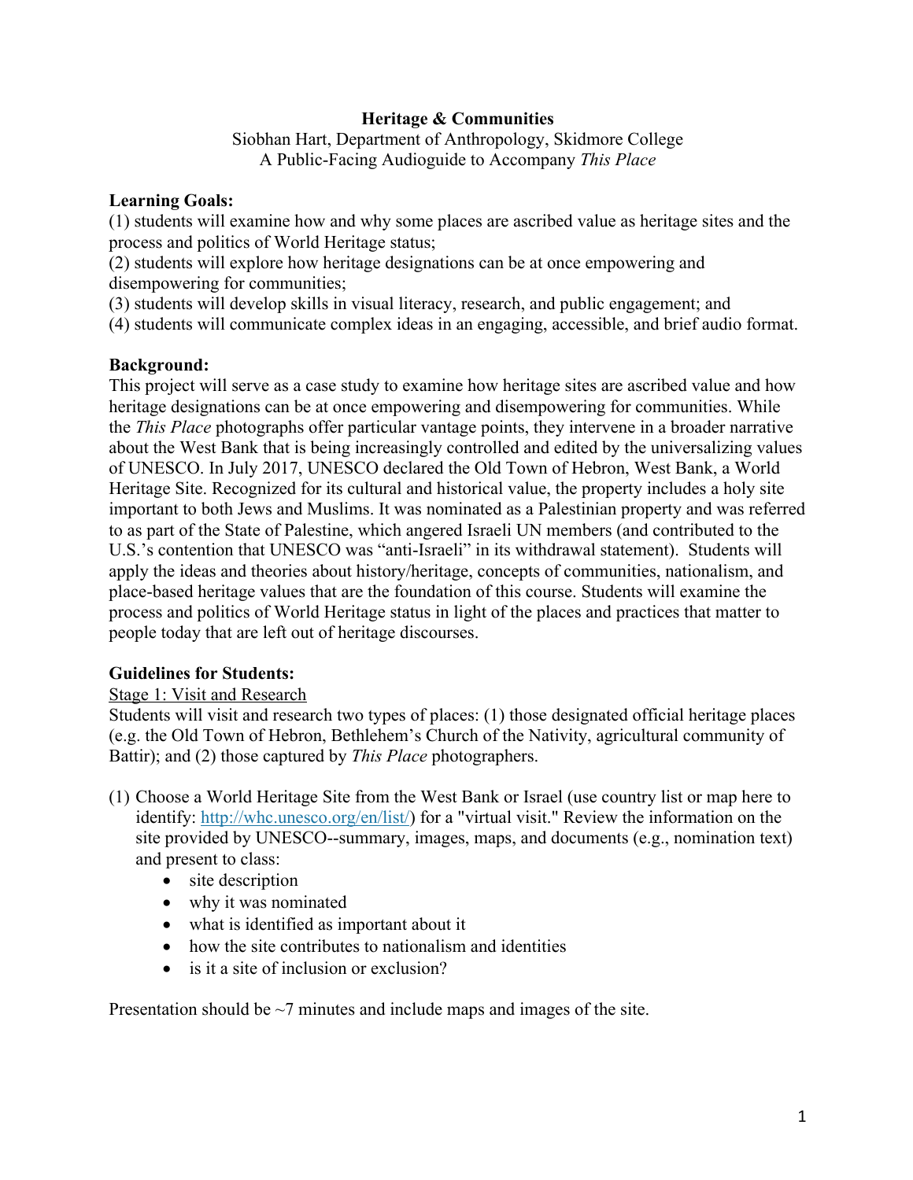**Heritage & Communities**

Siobhan Hart, Department of Anthropology, Skidmore College
A Public-Facing Audioguide to Accompany *This Place*

**Learning Goals:**

(1) students will examine how and why some places are ascribed value as heritage sites and the process and politics of World Heritage status;
(2) students will explore how heritage designations can be at once empowering and disempowering for communities;
(3) students will develop skills in visual literacy, research, and public engagement; and
(4) students will communicate complex ideas in an engaging, accessible, and brief audio format.

**Background:**

This project will serve as a case study to examine how heritage sites are ascribed value and how heritage designations can be at once empowering and disempowering for communities. While the *This Place* photographs offer particular vantage points, they intervene in a broader narrative about the West Bank that is being increasingly controlled and edited by the universalizing values of UNESCO. In July 2017, UNESCO declared the Old Town of Hebron, West Bank, a World Heritage Site. Recognized for its cultural and historical value, the property includes a holy site important to both Jews and Muslims. It was nominated as a Palestinian property and was referred to as part of the State of Palestine, which angered Israeli UN members (and contributed to the U.S.'s contention that UNESCO was "anti-Israeli" in its withdrawal statement). Students will apply the ideas and theories about history/heritage, concepts of communities, nationalism, and place-based heritage values that are the foundation of this course. Students will examine the process and politics of World Heritage status in light of the places and practices that matter to people today that are left out of heritage discourses.

**Guidelines for Students:**

<u>Stage 1: Visit and Research</u>

Students will visit and research two types of places: (1) those designated official heritage places (e.g. the Old Town of Hebron, Bethlehem's Church of the Nativity, agricultural community of Battir); and (2) those captured by *This Place* photographers.

(1) Choose a World Heritage Site from the West Bank or Israel (use country list or map here to identify: http://whc.unesco.org/en/list/) for a "virtual visit." Review the information on the site provided by UNESCO--summary, images, maps, and documents (e.g., nomination text) and present to class:
   - site description
   - why it was nominated
   - what is identified as important about it
   - how the site contributes to nationalism and identities
   - is it a site of inclusion or exclusion?

Presentation should be ~7 minutes and include maps and images of the site.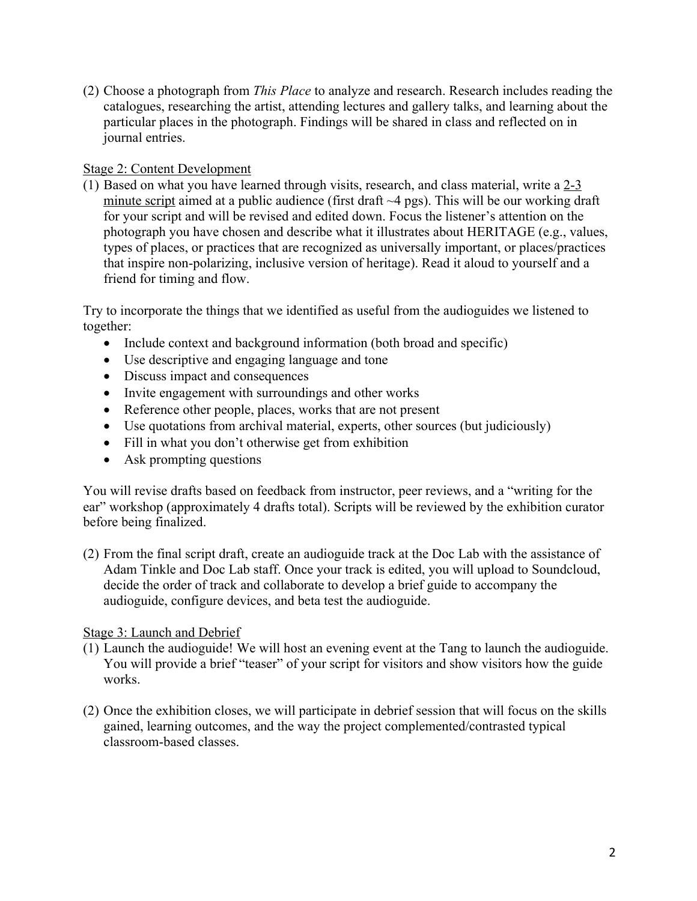(2) Choose a photograph from *This Place* to analyze and research. Research includes reading the catalogues, researching the artist, attending lectures and gallery talks, and learning about the particular places in the photograph. Findings will be shared in class and reflected on in journal entries.

<u>Stage 2: Content Development</u>

(1) Based on what you have learned through visits, research, and class material, write a <u>2-3 minute script</u> aimed at a public audience (first draft ~4 pgs). This will be our working draft for your script and will be revised and edited down. Focus the listener's attention on the photograph you have chosen and describe what it illustrates about HERITAGE (e.g., values, types of places, or practices that are recognized as universally important, or places/practices that inspire non-polarizing, inclusive version of heritage). Read it aloud to yourself and a friend for timing and flow.

Try to incorporate the things that we identified as useful from the audioguides we listened to together:

- Include context and background information (both broad and specific)
- Use descriptive and engaging language and tone
- Discuss impact and consequences
- Invite engagement with surroundings and other works
- Reference other people, places, works that are not present
- Use quotations from archival material, experts, other sources (but judiciously)
- Fill in what you don't otherwise get from exhibition
- Ask prompting questions

You will revise drafts based on feedback from instructor, peer reviews, and a "writing for the ear" workshop (approximately 4 drafts total). Scripts will be reviewed by the exhibition curator before being finalized.

(2) From the final script draft, create an audioguide track at the Doc Lab with the assistance of Adam Tinkle and Doc Lab staff. Once your track is edited, you will upload to Soundcloud, decide the order of track and collaborate to develop a brief guide to accompany the audioguide, configure devices, and beta test the audioguide.

<u>Stage 3: Launch and Debrief</u>

(1) Launch the audioguide! We will host an evening event at the Tang to launch the audioguide. You will provide a brief "teaser" of your script for visitors and show visitors how the guide works.

(2) Once the exhibition closes, we will participate in debrief session that will focus on the skills gained, learning outcomes, and the way the project complemented/contrasted typical classroom-based classes.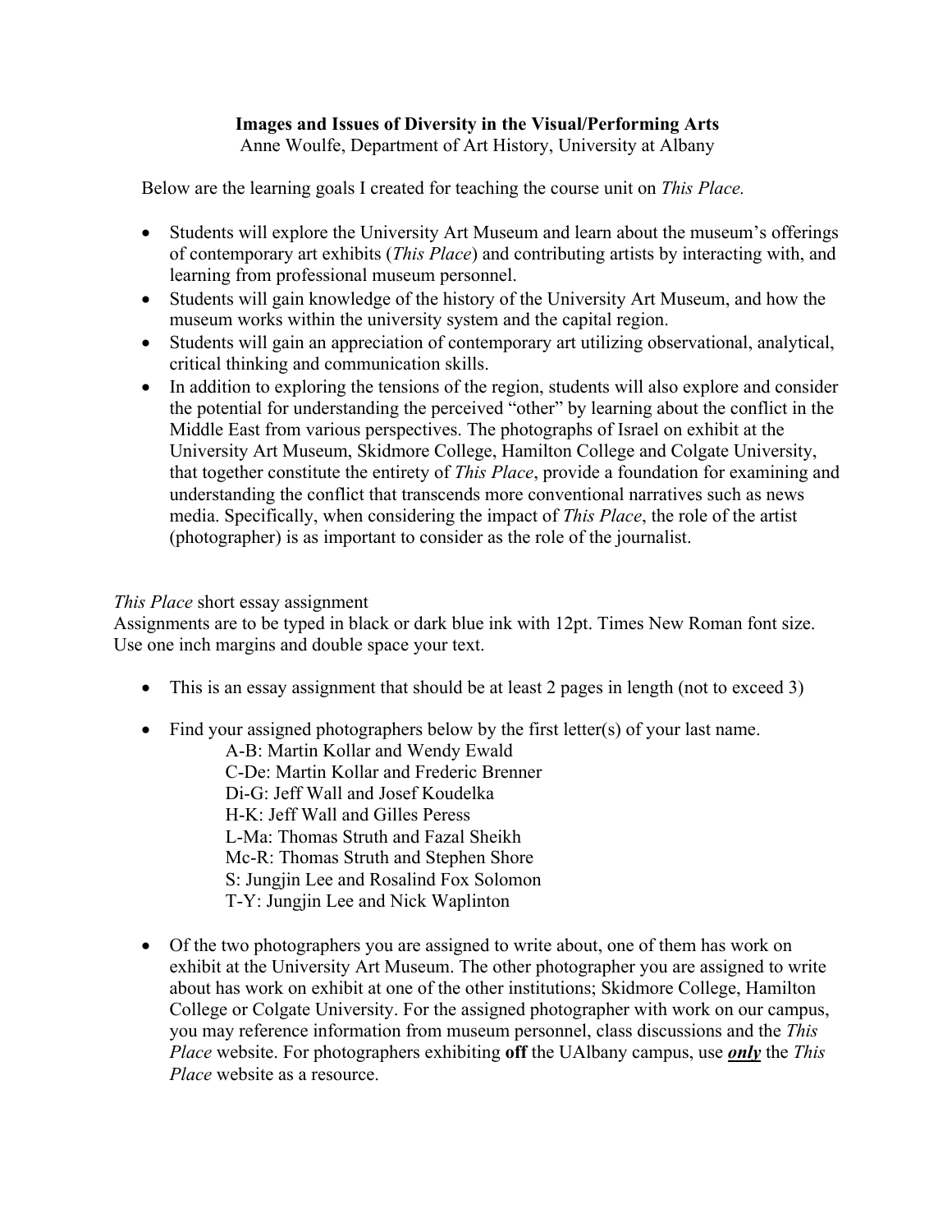**Images and Issues of Diversity in the Visual/Performing Arts**
Anne Woulfe, Department of Art History, University at Albany

Below are the learning goals I created for teaching the course unit on *This Place.*

- Students will explore the University Art Museum and learn about the museum's offerings of contemporary art exhibits (*This Place*) and contributing artists by interacting with, and learning from professional museum personnel.
- Students will gain knowledge of the history of the University Art Museum, and how the museum works within the university system and the capital region.
- Students will gain an appreciation of contemporary art utilizing observational, analytical, critical thinking and communication skills.
- In addition to exploring the tensions of the region, students will also explore and consider the potential for understanding the perceived "other" by learning about the conflict in the Middle East from various perspectives. The photographs of Israel on exhibit at the University Art Museum, Skidmore College, Hamilton College and Colgate University, that together constitute the entirety of *This Place*, provide a foundation for examining and understanding the conflict that transcends more conventional narratives such as news media. Specifically, when considering the impact of *This Place*, the role of the artist (photographer) is as important to consider as the role of the journalist.

*This Place* short essay assignment
Assignments are to be typed in black or dark blue ink with 12pt. Times New Roman font size. Use one inch margins and double space your text.

- This is an essay assignment that should be at least 2 pages in length (not to exceed 3)

- Find your assigned photographers below by the first letter(s) of your last name.
  - A-B: Martin Kollar and Wendy Ewald
  - C-De: Martin Kollar and Frederic Brenner
  - Di-G: Jeff Wall and Josef Koudelka
  - H-K: Jeff Wall and Gilles Peress
  - L-Ma: Thomas Struth and Fazal Sheikh
  - Mc-R: Thomas Struth and Stephen Shore
  - S: Jungjin Lee and Rosalind Fox Solomon
  - T-Y: Jungjin Lee and Nick Waplinton

- Of the two photographers you are assigned to write about, one of them has work on exhibit at the University Art Museum. The other photographer you are assigned to write about has work on exhibit at one of the other institutions; Skidmore College, Hamilton College or Colgate University. For the assigned photographer with work on our campus, you may reference information from museum personnel, class discussions and the *This Place* website. For photographers exhibiting **off** the UAlbany campus, use ***only*** the *This Place* website as a resource.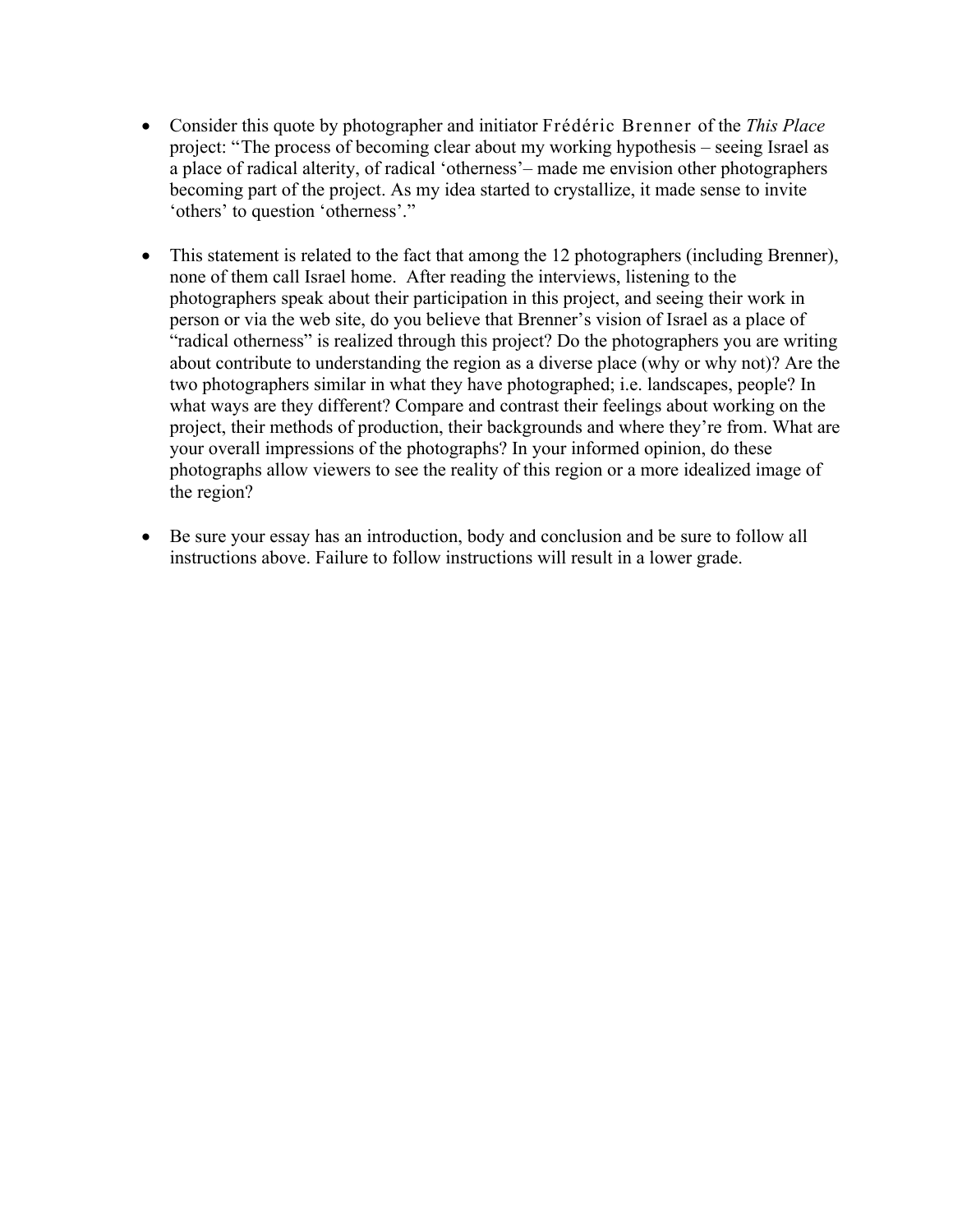- Consider this quote by photographer and initiator Frédéric Brenner of the *This Place* project: "The process of becoming clear about my working hypothesis – seeing Israel as a place of radical alterity, of radical 'otherness'– made me envision other photographers becoming part of the project. As my idea started to crystallize, it made sense to invite 'others' to question 'otherness'."

- This statement is related to the fact that among the 12 photographers (including Brenner), none of them call Israel home. After reading the interviews, listening to the photographers speak about their participation in this project, and seeing their work in person or via the web site, do you believe that Brenner's vision of Israel as a place of "radical otherness" is realized through this project? Do the photographers you are writing about contribute to understanding the region as a diverse place (why or why not)? Are the two photographers similar in what they have photographed; i.e. landscapes, people? In what ways are they different? Compare and contrast their feelings about working on the project, their methods of production, their backgrounds and where they're from. What are your overall impressions of the photographs? In your informed opinion, do these photographs allow viewers to see the reality of this region or a more idealized image of the region?

- Be sure your essay has an introduction, body and conclusion and be sure to follow all instructions above. Failure to follow instructions will result in a lower grade.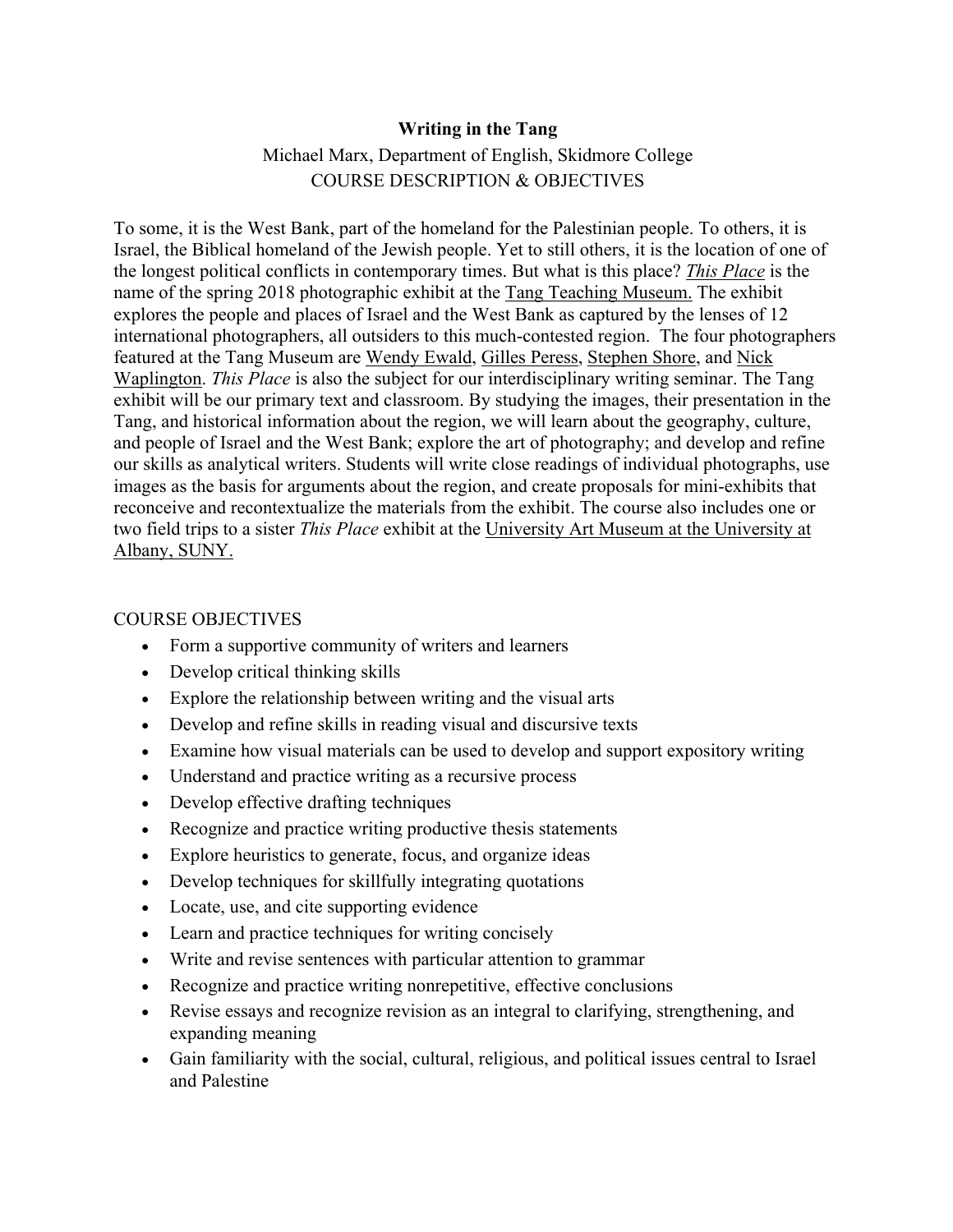**Writing in the Tang**

Michael Marx, Department of English, Skidmore College

COURSE DESCRIPTION & OBJECTIVES

To some, it is the West Bank, part of the homeland for the Palestinian people. To others, it is Israel, the Biblical homeland of the Jewish people. Yet to still others, it is the location of one of the longest political conflicts in contemporary times. But what is this place? *This Place* is the name of the spring 2018 photographic exhibit at the Tang Teaching Museum. The exhibit explores the people and places of Israel and the West Bank as captured by the lenses of 12 international photographers, all outsiders to this much-contested region. The four photographers featured at the Tang Museum are Wendy Ewald, Gilles Peress, Stephen Shore, and Nick Waplington. *This Place* is also the subject for our interdisciplinary writing seminar. The Tang exhibit will be our primary text and classroom. By studying the images, their presentation in the Tang, and historical information about the region, we will learn about the geography, culture, and people of Israel and the West Bank; explore the art of photography; and develop and refine our skills as analytical writers. Students will write close readings of individual photographs, use images as the basis for arguments about the region, and create proposals for mini-exhibits that reconceive and recontextualize the materials from the exhibit. The course also includes one or two field trips to a sister *This Place* exhibit at the University Art Museum at the University at Albany, SUNY.

COURSE OBJECTIVES

- Form a supportive community of writers and learners
- Develop critical thinking skills
- Explore the relationship between writing and the visual arts
- Develop and refine skills in reading visual and discursive texts
- Examine how visual materials can be used to develop and support expository writing
- Understand and practice writing as a recursive process
- Develop effective drafting techniques
- Recognize and practice writing productive thesis statements
- Explore heuristics to generate, focus, and organize ideas
- Develop techniques for skillfully integrating quotations
- Locate, use, and cite supporting evidence
- Learn and practice techniques for writing concisely
- Write and revise sentences with particular attention to grammar
- Recognize and practice writing nonrepetitive, effective conclusions
- Revise essays and recognize revision as an integral to clarifying, strengthening, and expanding meaning
- Gain familiarity with the social, cultural, religious, and political issues central to Israel and Palestine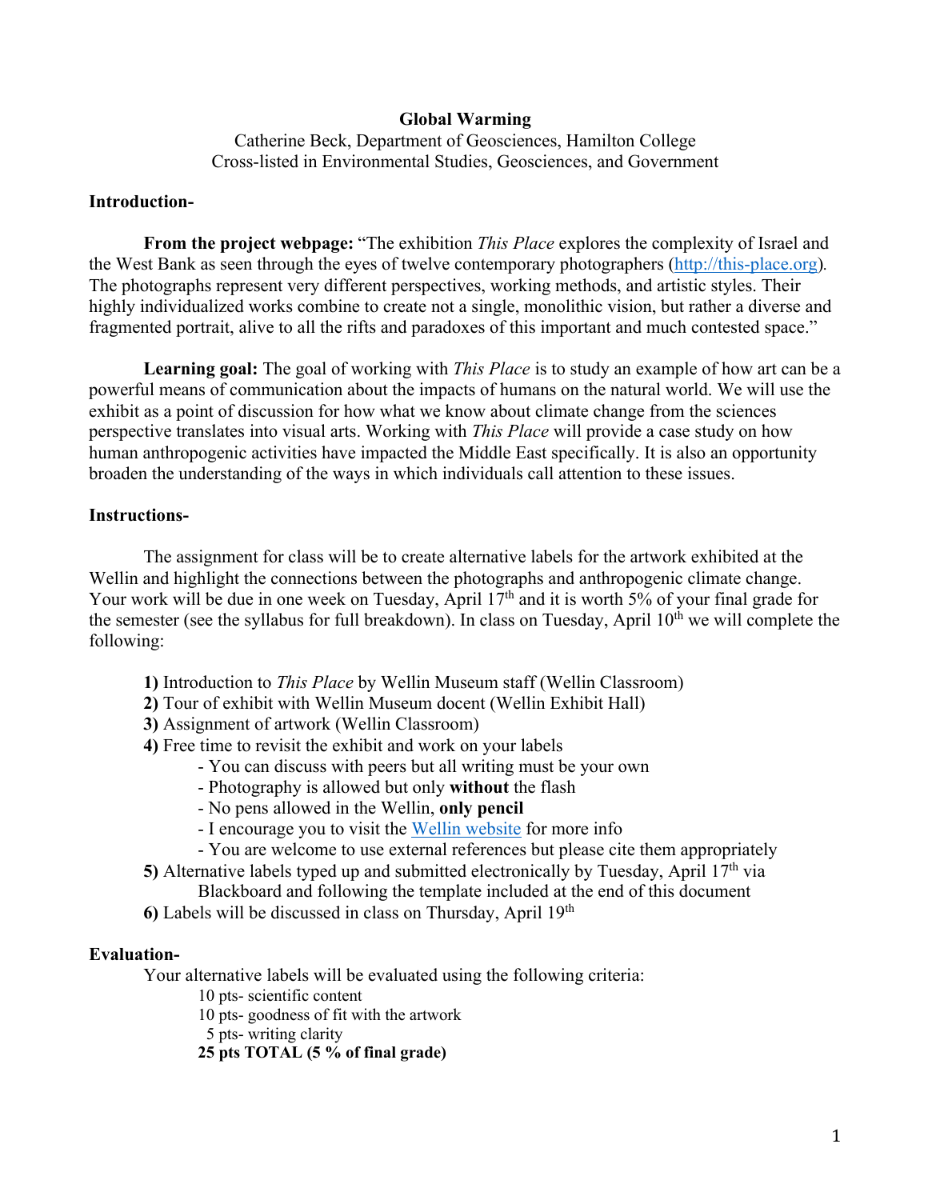**Global Warming**

Catherine Beck, Department of Geosciences, Hamilton College
Cross-listed in Environmental Studies, Geosciences, and Government

**Introduction-**

**From the project webpage:** "The exhibition *This Place* explores the complexity of Israel and the West Bank as seen through the eyes of twelve contemporary photographers (http://this-place.org). The photographs represent very different perspectives, working methods, and artistic styles. Their highly individualized works combine to create not a single, monolithic vision, but rather a diverse and fragmented portrait, alive to all the rifts and paradoxes of this important and much contested space."

**Learning goal:** The goal of working with *This Place* is to study an example of how art can be a powerful means of communication about the impacts of humans on the natural world. We will use the exhibit as a point of discussion for how what we know about climate change from the sciences perspective translates into visual arts. Working with *This Place* will provide a case study on how human anthropogenic activities have impacted the Middle East specifically. It is also an opportunity broaden the understanding of the ways in which individuals call attention to these issues.

**Instructions-**

The assignment for class will be to create alternative labels for the artwork exhibited at the Wellin and highlight the connections between the photographs and anthropogenic climate change. Your work will be due in one week on Tuesday, April 17th and it is worth 5% of your final grade for the semester (see the syllabus for full breakdown). In class on Tuesday, April 10th we will complete the following:

**1)** Introduction to *This Place* by Wellin Museum staff (Wellin Classroom)
**2)** Tour of exhibit with Wellin Museum docent (Wellin Exhibit Hall)
**3)** Assignment of artwork (Wellin Classroom)
**4)** Free time to revisit the exhibit and work on your labels
- You can discuss with peers but all writing must be your own
- Photography is allowed but only **without** the flash
- No pens allowed in the Wellin, **only pencil**
- I encourage you to visit the Wellin website for more info
- You are welcome to use external references but please cite them appropriately

**5)** Alternative labels typed up and submitted electronically by Tuesday, April 17th via Blackboard and following the template included at the end of this document
**6)** Labels will be discussed in class on Thursday, April 19th

**Evaluation-**

Your alternative labels will be evaluated using the following criteria:

10 pts- scientific content
10 pts- goodness of fit with the artwork
5 pts- writing clarity
**25 pts TOTAL (5 % of final grade)**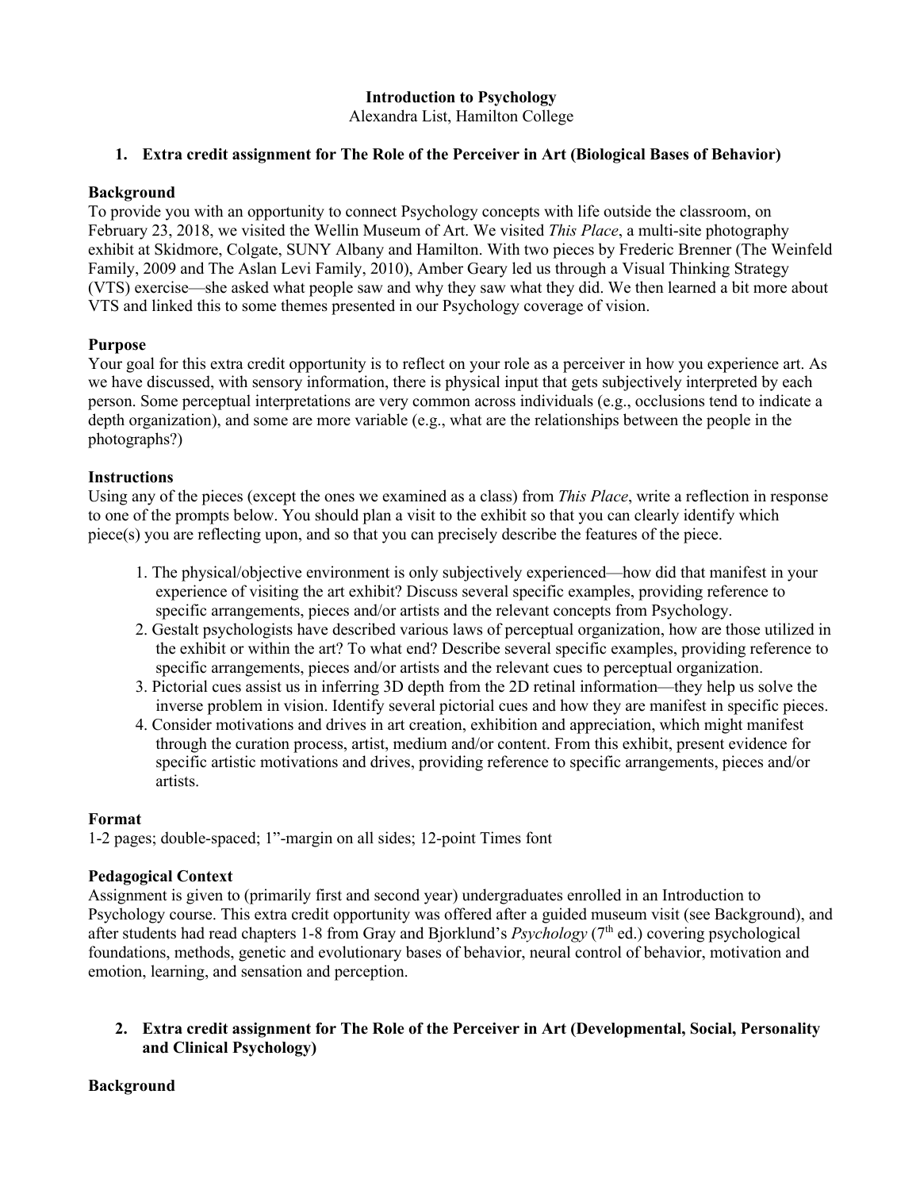**Introduction to Psychology**
Alexandra List, Hamilton College

1. **Extra credit assignment for The Role of the Perceiver in Art (Biological Bases of Behavior)**

**Background**
To provide you with an opportunity to connect Psychology concepts with life outside the classroom, on February 23, 2018, we visited the Wellin Museum of Art. We visited *This Place*, a multi-site photography exhibit at Skidmore, Colgate, SUNY Albany and Hamilton. With two pieces by Frederic Brenner (The Weinfeld Family, 2009 and The Aslan Levi Family, 2010), Amber Geary led us through a Visual Thinking Strategy (VTS) exercise—she asked what people saw and why they saw what they did. We then learned a bit more about VTS and linked this to some themes presented in our Psychology coverage of vision.

**Purpose**
Your goal for this extra credit opportunity is to reflect on your role as a perceiver in how you experience art. As we have discussed, with sensory information, there is physical input that gets subjectively interpreted by each person. Some perceptual interpretations are very common across individuals (e.g., occlusions tend to indicate a depth organization), and some are more variable (e.g., what are the relationships between the people in the photographs?)

**Instructions**
Using any of the pieces (except the ones we examined as a class) from *This Place*, write a reflection in response to one of the prompts below. You should plan a visit to the exhibit so that you can clearly identify which piece(s) you are reflecting upon, and so that you can precisely describe the features of the piece.

1. The physical/objective environment is only subjectively experienced—how did that manifest in your experience of visiting the art exhibit? Discuss several specific examples, providing reference to specific arrangements, pieces and/or artists and the relevant concepts from Psychology.
2. Gestalt psychologists have described various laws of perceptual organization, how are those utilized in the exhibit or within the art? To what end? Describe several specific examples, providing reference to specific arrangements, pieces and/or artists and the relevant cues to perceptual organization.
3. Pictorial cues assist us in inferring 3D depth from the 2D retinal information—they help us solve the inverse problem in vision. Identify several pictorial cues and how they are manifest in specific pieces.
4. Consider motivations and drives in art creation, exhibition and appreciation, which might manifest through the curation process, artist, medium and/or content. From this exhibit, present evidence for specific artistic motivations and drives, providing reference to specific arrangements, pieces and/or artists.

**Format**
1-2 pages; double-spaced; 1”-margin on all sides; 12-point Times font

**Pedagogical Context**
Assignment is given to (primarily first and second year) undergraduates enrolled in an Introduction to Psychology course. This extra credit opportunity was offered after a guided museum visit (see Background), and after students had read chapters 1-8 from Gray and Bjorklund’s *Psychology* (7th ed.) covering psychological foundations, methods, genetic and evolutionary bases of behavior, neural control of behavior, motivation and emotion, learning, and sensation and perception.

2. **Extra credit assignment for The Role of the Perceiver in Art (Developmental, Social, Personality and Clinical Psychology)**

**Background**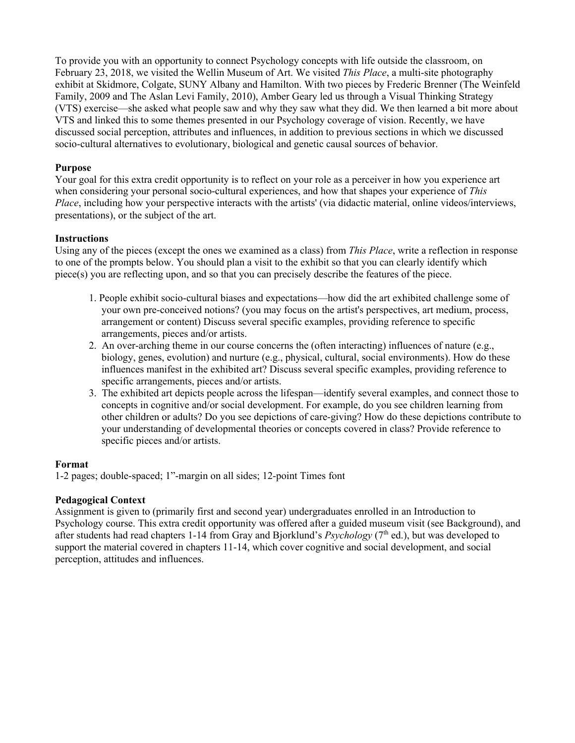To provide you with an opportunity to connect Psychology concepts with life outside the classroom, on February 23, 2018, we visited the Wellin Museum of Art. We visited *This Place*, a multi-site photography exhibit at Skidmore, Colgate, SUNY Albany and Hamilton. With two pieces by Frederic Brenner (The Weinfeld Family, 2009 and The Aslan Levi Family, 2010), Amber Geary led us through a Visual Thinking Strategy (VTS) exercise—she asked what people saw and why they saw what they did. We then learned a bit more about VTS and linked this to some themes presented in our Psychology coverage of vision. Recently, we have discussed social perception, attributes and influences, in addition to previous sections in which we discussed socio-cultural alternatives to evolutionary, biological and genetic causal sources of behavior.

**Purpose**

Your goal for this extra credit opportunity is to reflect on your role as a perceiver in how you experience art when considering your personal socio-cultural experiences, and how that shapes your experience of *This Place*, including how your perspective interacts with the artists' (via didactic material, online videos/interviews, presentations), or the subject of the art.

**Instructions**

Using any of the pieces (except the ones we examined as a class) from *This Place*, write a reflection in response to one of the prompts below. You should plan a visit to the exhibit so that you can clearly identify which piece(s) you are reflecting upon, and so that you can precisely describe the features of the piece.

1. People exhibit socio-cultural biases and expectations—how did the art exhibited challenge some of your own pre-conceived notions? (you may focus on the artist's perspectives, art medium, process, arrangement or content) Discuss several specific examples, providing reference to specific arrangements, pieces and/or artists.
2. An over-arching theme in our course concerns the (often interacting) influences of nature (e.g., biology, genes, evolution) and nurture (e.g., physical, cultural, social environments). How do these influences manifest in the exhibited art? Discuss several specific examples, providing reference to specific arrangements, pieces and/or artists.
3. The exhibited art depicts people across the lifespan—identify several examples, and connect those to concepts in cognitive and/or social development. For example, do you see children learning from other children or adults? Do you see depictions of care-giving? How do these depictions contribute to your understanding of developmental theories or concepts covered in class? Provide reference to specific pieces and/or artists.

**Format**

1-2 pages; double-spaced; 1”-margin on all sides; 12-point Times font

**Pedagogical Context**

Assignment is given to (primarily first and second year) undergraduates enrolled in an Introduction to Psychology course. This extra credit opportunity was offered after a guided museum visit (see Background), and after students had read chapters 1-14 from Gray and Bjorklund’s *Psychology* (7th ed.), but was developed to support the material covered in chapters 11-14, which cover cognitive and social development, and social perception, attitudes and influences.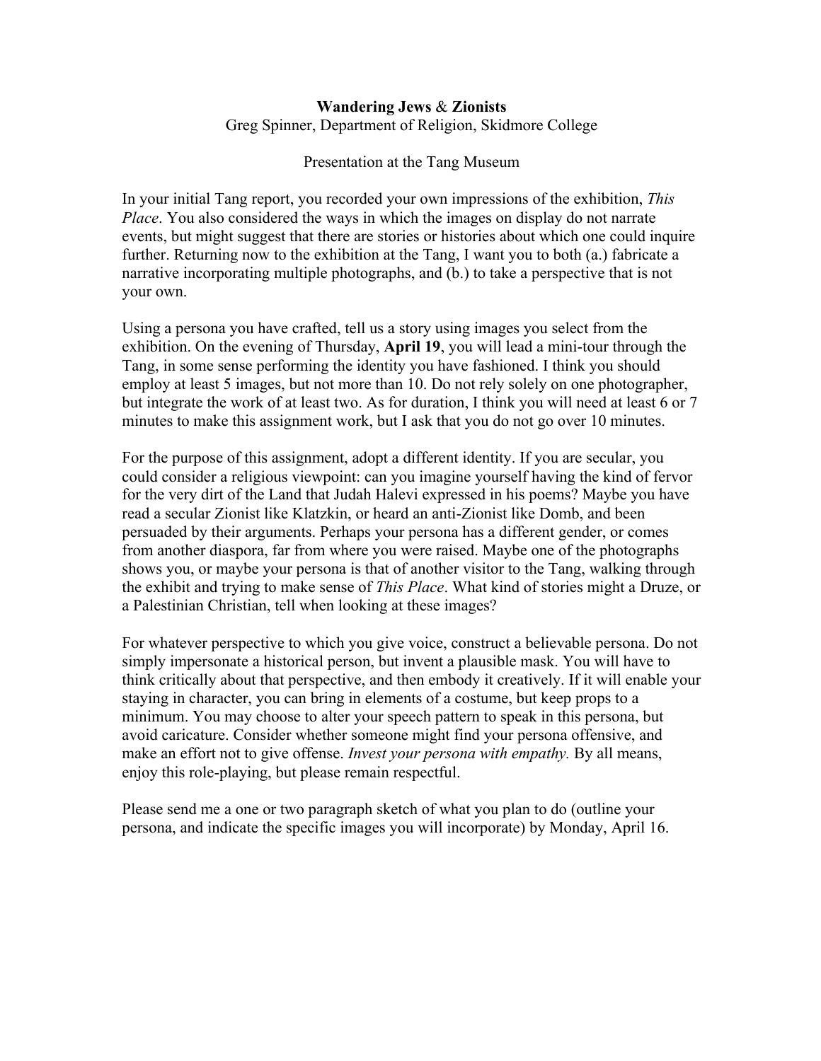**Wandering Jews** & **Zionists**
Greg Spinner, Department of Religion, Skidmore College

Presentation at the Tang Museum

In your initial Tang report, you recorded your own impressions of the exhibition, *This Place*. You also considered the ways in which the images on display do not narrate events, but might suggest that there are stories or histories about which one could inquire further. Returning now to the exhibition at the Tang, I want you to both (a.) fabricate a narrative incorporating multiple photographs, and (b.) to take a perspective that is not your own.

Using a persona you have crafted, tell us a story using images you select from the exhibition. On the evening of Thursday, **April 19**, you will lead a mini-tour through the Tang, in some sense performing the identity you have fashioned. I think you should employ at least 5 images, but not more than 10. Do not rely solely on one photographer, but integrate the work of at least two. As for duration, I think you will need at least 6 or 7 minutes to make this assignment work, but I ask that you do not go over 10 minutes.

For the purpose of this assignment, adopt a different identity. If you are secular, you could consider a religious viewpoint: can you imagine yourself having the kind of fervor for the very dirt of the Land that Judah Halevi expressed in his poems? Maybe you have read a secular Zionist like Klatzkin, or heard an anti-Zionist like Domb, and been persuaded by their arguments. Perhaps your persona has a different gender, or comes from another diaspora, far from where you were raised. Maybe one of the photographs shows you, or maybe your persona is that of another visitor to the Tang, walking through the exhibit and trying to make sense of *This Place*. What kind of stories might a Druze, or a Palestinian Christian, tell when looking at these images?

For whatever perspective to which you give voice, construct a believable persona. Do not simply impersonate a historical person, but invent a plausible mask. You will have to think critically about that perspective, and then embody it creatively. If it will enable your staying in character, you can bring in elements of a costume, but keep props to a minimum. You may choose to alter your speech pattern to speak in this persona, but avoid caricature. Consider whether someone might find your persona offensive, and make an effort not to give offense. *Invest your persona with empathy.* By all means, enjoy this role-playing, but please remain respectful.

Please send me a one or two paragraph sketch of what you plan to do (outline your persona, and indicate the specific images you will incorporate) by Monday, April 16.